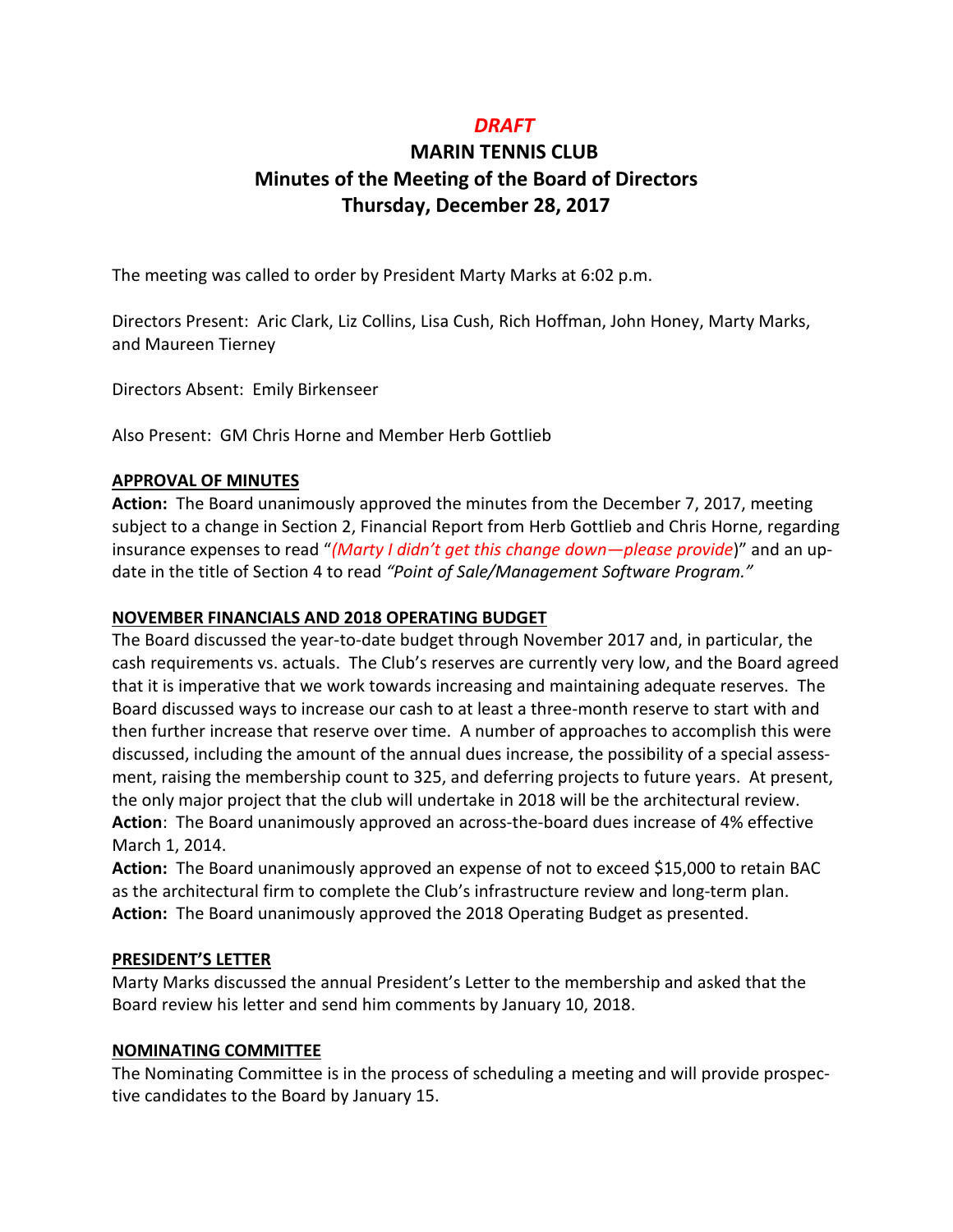*DRAFT*

# MARIN TENNIS CLUB
## Minutes of the Meeting of the Board of Directors
## Thursday, December 28, 2017

The meeting was called to order by President Marty Marks at 6:02 p.m.

Directors Present: Aric Clark, Liz Collins, Lisa Cush, Rich Hoffman, John Honey, Marty Marks, and Maureen Tierney

Directors Absent: Emily Birkenseer

Also Present: GM Chris Horne and Member Herb Gottlieb

### APPROVAL OF MINUTES

**Action:** The Board unanimously approved the minutes from the December 7, 2017, meeting subject to a change in Section 2, Financial Report from Herb Gottlieb and Chris Horne, regarding insurance expenses to read "*(Marty I didn't get this change down—please provide*)" and an update in the title of Section 4 to read *"Point of Sale/Management Software Program."*

### NOVEMBER FINANCIALS AND 2018 OPERATING BUDGET

The Board discussed the year-to-date budget through November 2017 and, in particular, the cash requirements vs. actuals. The Club's reserves are currently very low, and the Board agreed that it is imperative that we work towards increasing and maintaining adequate reserves. The Board discussed ways to increase our cash to at least a three-month reserve to start with and then further increase that reserve over time. A number of approaches to accomplish this were discussed, including the amount of the annual dues increase, the possibility of a special assessment, raising the membership count to 325, and deferring projects to future years. At present, the only major project that the club will undertake in 2018 will be the architectural review.

**Action**: The Board unanimously approved an across-the-board dues increase of 4% effective March 1, 2014.

**Action:** The Board unanimously approved an expense of not to exceed $15,000 to retain BAC as the architectural firm to complete the Club's infrastructure review and long-term plan.

**Action:** The Board unanimously approved the 2018 Operating Budget as presented.

### PRESIDENT'S LETTER

Marty Marks discussed the annual President's Letter to the membership and asked that the Board review his letter and send him comments by January 10, 2018.

### NOMINATING COMMITTEE

The Nominating Committee is in the process of scheduling a meeting and will provide prospective candidates to the Board by January 15.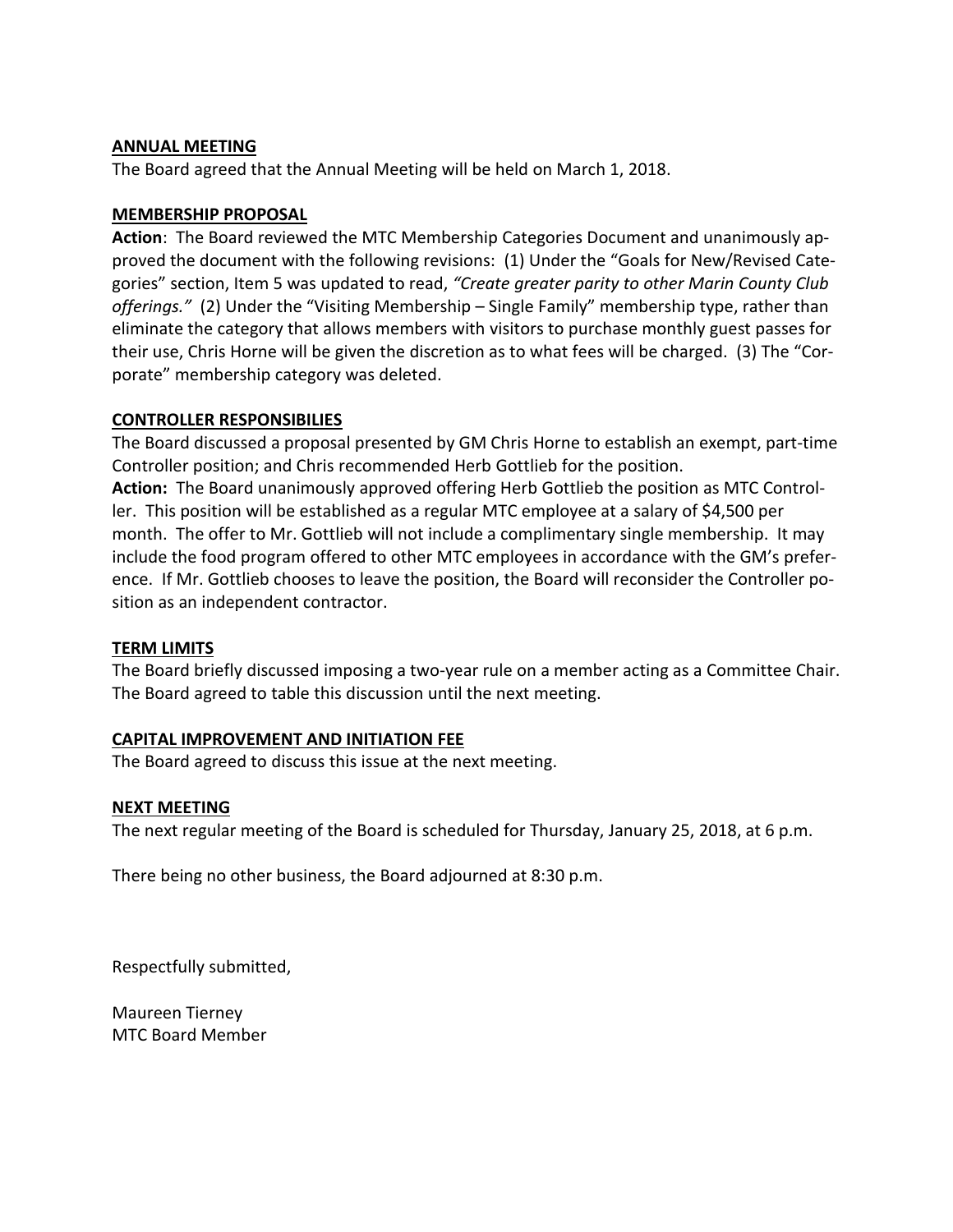**ANNUAL MEETING**

The Board agreed that the Annual Meeting will be held on March 1, 2018.

**MEMBERSHIP PROPOSAL**

**Action**: The Board reviewed the MTC Membership Categories Document and unanimously approved the document with the following revisions: (1) Under the "Goals for New/Revised Categories" section, Item 5 was updated to read, *"Create greater parity to other Marin County Club offerings."* (2) Under the "Visiting Membership – Single Family" membership type, rather than eliminate the category that allows members with visitors to purchase monthly guest passes for their use, Chris Horne will be given the discretion as to what fees will be charged. (3) The "Corporate" membership category was deleted.

**CONTROLLER RESPONSIBILIES**

The Board discussed a proposal presented by GM Chris Horne to establish an exempt, part-time Controller position; and Chris recommended Herb Gottlieb for the position.

**Action:** The Board unanimously approved offering Herb Gottlieb the position as MTC Controller. This position will be established as a regular MTC employee at a salary of $4,500 per month. The offer to Mr. Gottlieb will not include a complimentary single membership. It may include the food program offered to other MTC employees in accordance with the GM's preference. If Mr. Gottlieb chooses to leave the position, the Board will reconsider the Controller position as an independent contractor.

**TERM LIMITS**

The Board briefly discussed imposing a two-year rule on a member acting as a Committee Chair. The Board agreed to table this discussion until the next meeting.

**CAPITAL IMPROVEMENT AND INITIATION FEE**

The Board agreed to discuss this issue at the next meeting.

**NEXT MEETING**

The next regular meeting of the Board is scheduled for Thursday, January 25, 2018, at 6 p.m.

There being no other business, the Board adjourned at 8:30 p.m.

Respectfully submitted,

Maureen Tierney
MTC Board Member